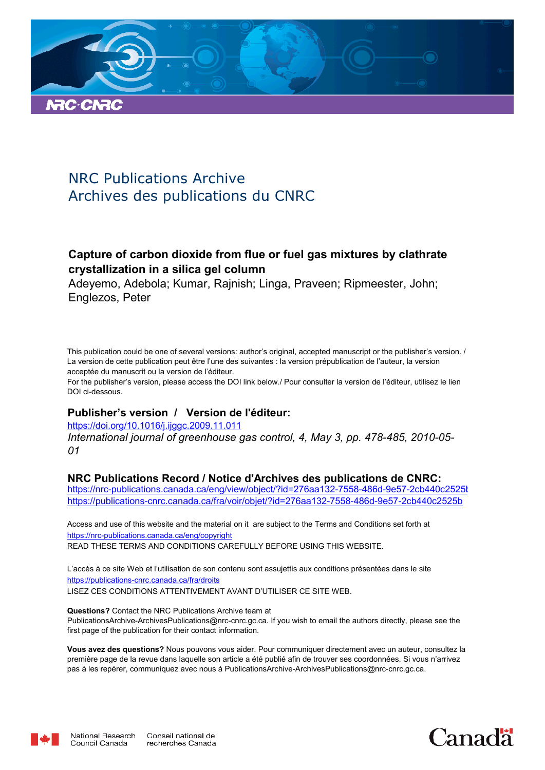NRC Publications Archive
Archives des publications du CNRC

**Capture of carbon dioxide from flue or fuel gas mixtures by clathrate crystallization in a silica gel column**
Adeyemo, Adebola; Kumar, Rajnish; Linga, Praveen; Ripmeester, John; Englezos, Peter

This publication could be one of several versions: author's original, accepted manuscript or the publisher's version. / La version de cette publication peut être l'une des suivantes : la version prépublication de l'auteur, la version acceptée du manuscrit ou la version de l'éditeur.
For the publisher's version, please access the DOI link below./ Pour consulter la version de l'éditeur, utilisez le lien DOI ci-dessous.

**Publisher's version / Version de l'éditeur:**

https://doi.org/10.1016/j.ijggc.2009.11.011
*International journal of greenhouse gas control, 4, May 3, pp. 478-485, 2010-05-01*

**NRC Publications Record / Notice d'Archives des publications de CNRC:**

https://nrc-publications.canada.ca/eng/view/object/?id=276aa132-7558-486d-9e57-2cb440c2525b
https://publications-cnrc.canada.ca/fra/voir/objet/?id=276aa132-7558-486d-9e57-2cb440c2525b

Access and use of this website and the material on it are subject to the Terms and Conditions set forth at https://nrc-publications.canada.ca/eng/copyright
READ THESE TERMS AND CONDITIONS CAREFULLY BEFORE USING THIS WEBSITE.

L'accès à ce site Web et l'utilisation de son contenu sont assujettis aux conditions présentées dans le site https://publications-cnrc.canada.ca/fra/droits
LISEZ CES CONDITIONS ATTENTIVEMENT AVANT D'UTILISER CE SITE WEB.

**Questions?** Contact the NRC Publications Archive team at PublicationsArchive-ArchivesPublications@nrc-cnrc.gc.ca. If you wish to email the authors directly, please see the first page of the publication for their contact information.

**Vous avez des questions?** Nous pouvons vous aider. Pour communiquer directement avec un auteur, consultez la première page de la revue dans laquelle son article a été publié afin de trouver ses coordonnées. Si vous n'arrivez pas à les repérer, communiquez avec nous à PublicationsArchive-ArchivesPublications@nrc-cnrc.gc.ca.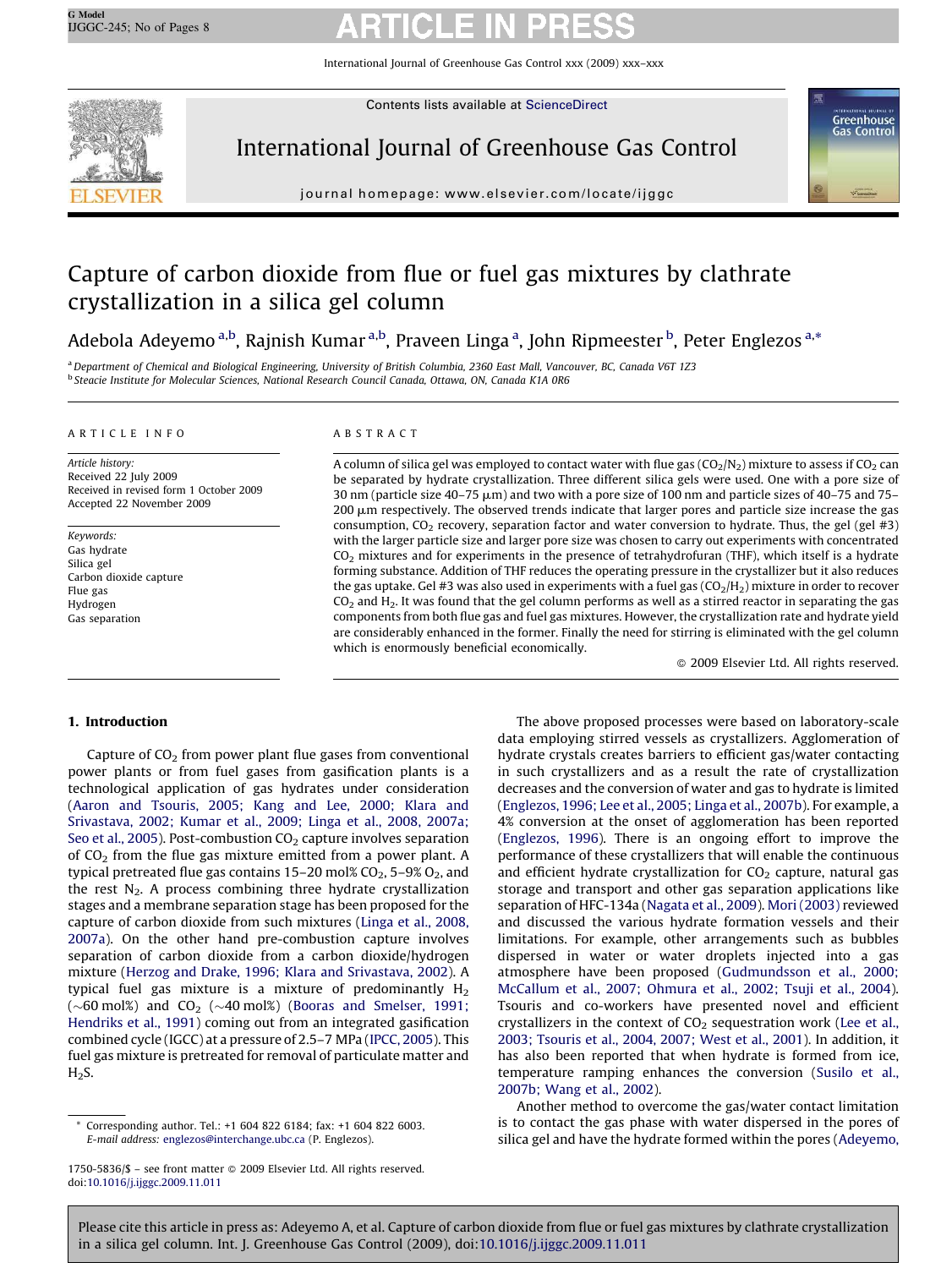# Capture of carbon dioxide from flue or fuel gas mixtures by clathrate crystallization in a silica gel column

Adebola Adeyemo [a,b], Rajnish Kumar [a,b], Praveen Linga [a], John Ripmeester [b], Peter Englezos [a,*]

[a] Department of Chemical and Biological Engineering, University of British Columbia, 2360 East Mall, Vancouver, BC, Canada V6T 1Z3

[b] Steacie Institute for Molecular Sciences, National Research Council Canada, Ottawa, ON, Canada K1A 0R6

**ARTICLE INFO**

*Article history:*
Received 22 July 2009
Received in revised form 1 October 2009
Accepted 22 November 2009

*Keywords:*
Gas hydrate
Silica gel
Carbon dioxide capture
Flue gas
Hydrogen
Gas separation

**ABSTRACT**

A column of silica gel was employed to contact water with flue gas ($CO_2$/$N_2$) mixture to assess if $CO_2$ can be separated by hydrate crystallization. Three different silica gels were used. One with a pore size of 30 nm (particle size 40–75 μm) and two with a pore size of 100 nm and particle sizes of 40–75 and 75–200 μm respectively. The observed trends indicate that larger pores and particle size increase the gas consumption, $CO_2$ recovery, separation factor and water conversion to hydrate. Thus, the gel (gel #3) with the larger particle size and larger pore size was chosen to carry out experiments with concentrated $CO_2$ mixtures and for experiments in the presence of tetrahydrofuran (THF), which itself is a hydrate forming substance. Addition of THF reduces the operating pressure in the crystallizer but it also reduces the gas uptake. Gel #3 was also used in experiments with a fuel gas ($CO_2$/$H_2$) mixture in order to recover $CO_2$ and $H_2$. It was found that the gel column performs as well as a stirred reactor in separating the gas components from both flue gas and fuel gas mixtures. However, the crystallization rate and hydrate yield are considerably enhanced in the former. Finally the need for stirring is eliminated with the gel column which is enormously beneficial economically.

© 2009 Elsevier Ltd. All rights reserved.

## 1. Introduction

Capture of $CO_2$ from power plant flue gases from conventional power plants or from fuel gases from gasification plants is a technological application of gas hydrates under consideration (Aaron and Tsouris, 2005; Kang and Lee, 2000; Klara and Srivastava, 2002; Kumar et al., 2009; Linga et al., 2008, 2007a; Seo et al., 2005). Post-combustion $CO_2$ capture involves separation of $CO_2$ from the flue gas mixture emitted from a power plant. A typical pretreated flue gas contains 15–20 mol% $CO_2$, 5–9% $O_2$, and the rest $N_2$. A process combining three hydrate crystallization stages and a membrane separation stage has been proposed for the capture of carbon dioxide from such mixtures (Linga et al., 2008, 2007a). On the other hand pre-combustion capture involves separation of carbon dioxide from a carbon dioxide/hydrogen mixture (Herzog and Drake, 1996; Klara and Srivastava, 2002). A typical fuel gas mixture is a mixture of predominantly $H_2$ (~60 mol%) and $CO_2$ (~40 mol%) (Booras and Smelser, 1991; Hendriks et al., 1991) coming out from an integrated gasification combined cycle (IGCC) at a pressure of 2.5–7 MPa (IPCC, 2005). This fuel gas mixture is pretreated for removal of particulate matter and $H_2S$.

The above proposed processes were based on laboratory-scale data employing stirred vessels as crystallizers. Agglomeration of hydrate crystals creates barriers to efficient gas/water contacting in such crystallizers and as a result the rate of crystallization decreases and the conversion of water and gas to hydrate is limited (Englezos, 1996; Lee et al., 2005; Linga et al., 2007b). For example, a 4% conversion at the onset of agglomeration has been reported (Englezos, 1996). There is an ongoing effort to improve the performance of these crystallizers that will enable the continuous and efficient hydrate crystallization for $CO_2$ capture, natural gas storage and transport and other gas separation applications like separation of HFC-134a (Nagata et al., 2009). Mori (2003) reviewed and discussed the various hydrate formation vessels and their limitations. For example, other arrangements such as bubbles dispersed in water or water droplets injected into a gas atmosphere have been proposed (Gudmundsson et al., 2000; McCallum et al., 2007; Ohmura et al., 2002; Tsuji et al., 2004). Tsouris and co-workers have presented novel and efficient crystallizers in the context of $CO_2$ sequestration work (Lee et al., 2003; Tsouris et al., 2004, 2007; West et al., 2001). In addition, it has also been reported that when hydrate is formed from ice, temperature ramping enhances the conversion (Susilo et al., 2007b; Wang et al., 2002).

Another method to overcome the gas/water contact limitation is to contact the gas phase with water dispersed in the pores of silica gel and have the hydrate formed within the pores (Adeyemo,

\* Corresponding author. Tel.: +1 604 822 6184; fax: +1 604 822 6003.
E-mail address: englezos@interchange.ubc.ca (P. Englezos).

1750-5836/$ – see front matter © 2009 Elsevier Ltd. All rights reserved.
doi:10.1016/j.ijggc.2009.11.011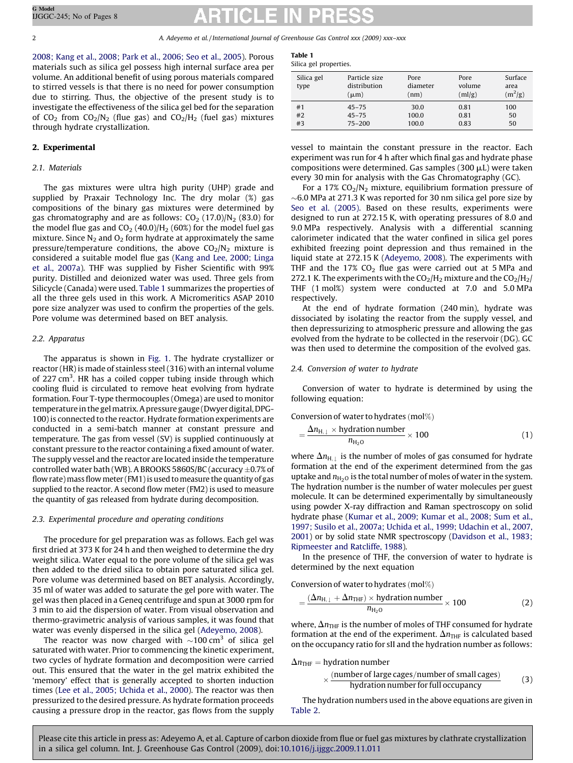2008; Kang et al., 2008; Park et al., 2006; Seo et al., 2005). Porous materials such as silica gel possess high internal surface area per volume. An additional benefit of using porous materials compared to stirred vessels is that there is no need for power consumption due to stirring. Thus, the objective of the present study is to investigate the effectiveness of the silica gel bed for the separation of $CO_2$ from $CO_2/N_2$ (flue gas) and $CO_2/H_2$ (fuel gas) mixtures through hydrate crystallization.

## 2. Experimental

### 2.1. Materials

The gas mixtures were ultra high purity (UHP) grade and supplied by Praxair Technology Inc. The dry molar (%) gas compositions of the binary gas mixtures were determined by gas chromatography and are as follows: $CO_2$ (17.0)/$N_2$ (83.0) for the model flue gas and $CO_2$ (40.0)/$H_2$ (60%) for the model fuel gas mixture. Since $N_2$ and $O_2$ form hydrate at approximately the same pressure/temperature conditions, the above $CO_2/N_2$ mixture is considered a suitable model flue gas (Kang and Lee, 2000; Linga et al., 2007a). THF was supplied by Fisher Scientific with 99% purity. Distilled and deionized water was used. Three gels from Silicycle (Canada) were used. Table 1 summarizes the properties of all the three gels used in this work. A Micromeritics ASAP 2010 pore size analyzer was used to confirm the properties of the gels. Pore volume was determined based on BET analysis.

### 2.2. Apparatus

The apparatus is shown in Fig. 1. The hydrate crystallizer or reactor (HR) is made of stainless steel (316) with an internal volume of 227 $cm^3$. HR has a coiled copper tubing inside through which cooling fluid is circulated to remove heat evolving from hydrate formation. Four T-type thermocouples (Omega) are used to monitor temperature in the gel matrix. A pressure gauge (Dwyer digital, DPG-100) is connected to the reactor. Hydrate formation experiments are conducted in a semi-batch manner at constant pressure and temperature. The gas from vessel (SV) is supplied continuously at constant pressure to the reactor containing a fixed amount of water. The supply vessel and the reactor are located inside the temperature controlled water bath (WB). A BROOKS 5860S/BC (accuracy ±0.7% of flow rate) mass flow meter (FM1) is used to measure the quantity of gas supplied to the reactor. A second flow meter (FM2) is used to measure the quantity of gas released from hydrate during decomposition.

### 2.3. Experimental procedure and operating conditions

The procedure for gel preparation was as follows. Each gel was first dried at 373 K for 24 h and then weighed to determine the dry weight silica. Water equal to the pore volume of the silica gel was then added to the dried silica to obtain pore saturated silica gel. Pore volume was determined based on BET analysis. Accordingly, 35 ml of water was added to saturate the gel pore with water. The gel was then placed in a Geneq centrifuge and spun at 3000 rpm for 3 min to aid the dispersion of water. From visual observation and thermo-gravimetric analysis of various samples, it was found that water was evenly dispersed in the silica gel (Adeyemo, 2008).

The reactor was now charged with ~100 $cm^3$ of silica gel saturated with water. Prior to commencing the kinetic experiment, two cycles of hydrate formation and decomposition were carried out. This ensured that the water in the gel matrix exhibited the 'memory' effect that is generally accepted to shorten induction times (Lee et al., 2005; Uchida et al., 2000). The reactor was then pressurized to the desired pressure. As hydrate formation proceeds causing a pressure drop in the reactor, gas flows from the supply vessel to maintain the constant pressure in the reactor. Each experiment was run for 4 h after which final gas and hydrate phase compositions were determined. Gas samples (300 μL) were taken every 30 min for analysis with the Gas Chromatography (GC).

For a 17% $CO_2/N_2$ mixture, equilibrium formation pressure of ~6.0 MPa at 271.3 K was reported for 30 nm silica gel pore size by Seo et al. (2005). Based on these results, experiments were designed to run at 272.15 K, with operating pressures of 8.0 and 9.0 MPa respectively. Analysis with a differential scanning calorimeter indicated that the water confined in silica gel pores exhibited freezing point depression and thus remained in the liquid state at 272.15 K (Adeyemo, 2008). The experiments with THF and the 17% $CO_2$ flue gas were carried out at 5 MPa and 272.1 K. The experiments with the $CO_2/H_2$ mixture and the $CO_2/H_2$/THF (1 mol%) system were conducted at 7.0 and 5.0 MPa respectively.

At the end of hydrate formation (240 min), hydrate was dissociated by isolating the reactor from the supply vessel, and then depressurizing to atmospheric pressure and allowing the gas evolved from the hydrate to be collected in the reservoir (DG). GC was then used to determine the composition of the evolved gas.

**Table 1**
Silica gel properties.

| Silica gel type | Particle size distribution (μm) | Pore diameter (nm) | Pore volume (ml/g) | Surface area ($m^2$/g) |
|---|---|---|---|---|
| #1 | 45–75 | 30.0 | 0.81 | 100 |
| #2 | 45–75 | 100.0 | 0.81 | 50 |
| #3 | 75–200 | 100.0 | 0.83 | 50 |

### 2.4. Conversion of water to hydrate

Conversion of water to hydrate is determined by using the following equation:

$$\text{Conversion of water to hydrates (mol\%)} = \frac{\Delta n_{H,\downarrow} \times \text{hydration number}}{n_{H_2O}} \times 100 \tag{1}$$

where $\Delta n_{H,\downarrow}$ is the number of moles of gas consumed for hydrate formation at the end of the experiment determined from the gas uptake and $n_{H_2O}$ is the total number of moles of water in the system. The hydration number is the number of water molecules per guest molecule. It can be determined experimentally by simultaneously using powder X-ray diffraction and Raman spectroscopy on solid hydrate phase (Kumar et al., 2009; Kumar et al., 2008; Sum et al., 1997; Susilo et al., 2007a; Uchida et al., 1999; Udachin et al., 2007, 2001) or by solid state NMR spectroscopy (Davidson et al., 1983; Ripmeester and Ratcliffe, 1988).

In the presence of THF, the conversion of water to hydrate is determined by the next equation

$$\text{Conversion of water to hydrates (mol\%)} = \frac{(\Delta n_{H,\downarrow} + \Delta n_{THF}) \times \text{hydration number}}{n_{H_2O}} \times 100 \tag{2}$$

where, $\Delta n_{THF}$ is the number of moles of THF consumed for hydrate formation at the end of the experiment. $\Delta n_{THF}$ is calculated based on the occupancy ratio for sII and the hydration number as follows:

$$\Delta n_{THF} = \text{hydration number} \times \frac{(\text{number of large cages}/\text{number of small cages})}{\text{hydration number for full occupancy}} \tag{3}$$

The hydration numbers used in the above equations are given in Table 2.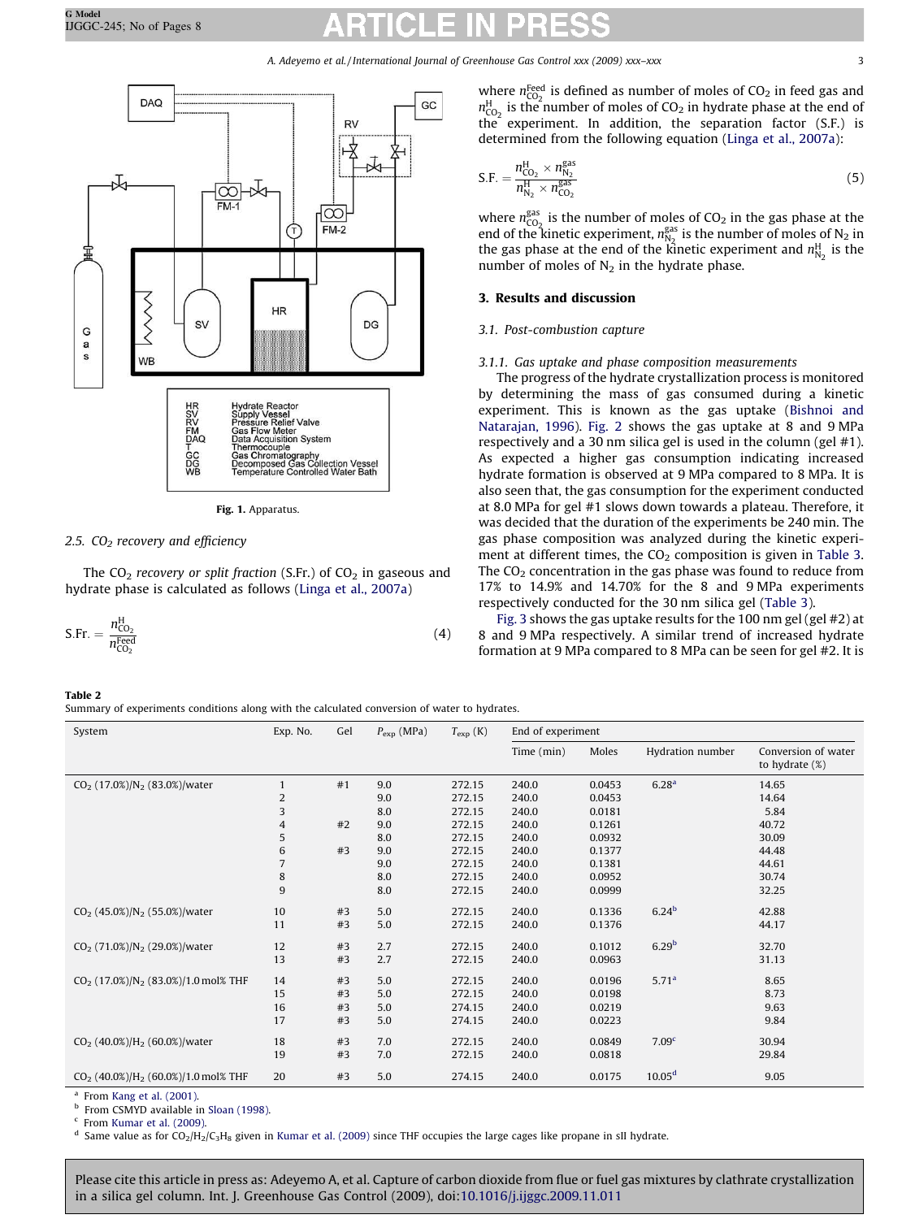Fig. 1. Apparatus.

### 2.5. $CO_2$ recovery and efficiency

The $CO_2$ *recovery or split fraction* (S.Fr.) of $CO_2$ in gaseous and hydrate phase is calculated as follows (Linga et al., 2007a)

$$\text{S.Fr.} = \frac{n_{CO_2}^{H}}{n_{CO_2}^{Feed}} \tag{4}$$

where $n_{CO_2}^{Feed}$ is defined as number of moles of $CO_2$ in feed gas and $n_{CO_2}^{H}$ is the number of moles of $CO_2$ in hydrate phase at the end of the experiment. In addition, the separation factor (S.F.) is determined from the following equation (Linga et al., 2007a):

$$\text{S.F.} = \frac{n_{CO_2}^{H} \times n_{N_2}^{gas}}{n_{N_2}^{H} \times n_{CO_2}^{gas}} \tag{5}$$

where $n_{CO_2}^{gas}$ is the number of moles of $CO_2$ in the gas phase at the end of the kinetic experiment, $n_{N_2}^{gas}$ is the number of moles of $N_2$ in the gas phase at the end of the kinetic experiment and $n_{N_2}^{H}$ is the number of moles of $N_2$ in the hydrate phase.

## 3. Results and discussion

### 3.1. Post-combustion capture

#### 3.1.1. Gas uptake and phase composition measurements

The progress of the hydrate crystallization process is monitored by determining the mass of gas consumed during a kinetic experiment. This is known as the gas uptake (Bishnoi and Natarajan, 1996). Fig. 2 shows the gas uptake at 8 and 9 MPa respectively and a 30 nm silica gel is used in the column (gel #1). As expected a higher gas consumption indicating increased hydrate formation is observed at 9 MPa compared to 8 MPa. It is also seen that, the gas consumption for the experiment conducted at 8.0 MPa for gel #1 slows down towards a plateau. Therefore, it was decided that the duration of the experiments be 240 min. The gas phase composition was analyzed during the kinetic experiment at different times, the $CO_2$ composition is given in Table 3. The $CO_2$ concentration in the gas phase was found to reduce from 17% to 14.9% and 14.70% for the 8 and 9 MPa experiments respectively conducted for the 30 nm silica gel (Table 3).

Fig. 3 shows the gas uptake results for the 100 nm gel (gel #2) at 8 and 9 MPa respectively. A similar trend of increased hydrate formation at 9 MPa compared to 8 MPa can be seen for gel #2. It is

**Table 2**
Summary of experiments conditions along with the calculated conversion of water to hydrates.

| System | Exp. No. | Gel | $P_{exp}$ (MPa) | $T_{exp}$ (K) | End of experiment | | | |
|---|---|---|---|---|---|---|---|---|
| | | | | | Time (min) | Moles | Hydration number | Conversion of water to hydrate (%) |
| $CO_2$ (17.0%)/$N_2$ (83.0%)/water | 1 | #1 | 9.0 | 272.15 | 240.0 | 0.0453 | 6.28[a] | 14.65 |
| | 2 | | 9.0 | 272.15 | 240.0 | 0.0453 | | 14.64 |
| | 3 | | 8.0 | 272.15 | 240.0 | 0.0181 | | 5.84 |
| | 4 | #2 | 9.0 | 272.15 | 240.0 | 0.1261 | | 40.72 |
| | 5 | | 8.0 | 272.15 | 240.0 | 0.0932 | | 30.09 |
| | 6 | #3 | 9.0 | 272.15 | 240.0 | 0.1377 | | 44.48 |
| | 7 | | 9.0 | 272.15 | 240.0 | 0.1381 | | 44.61 |
| | 8 | | 8.0 | 272.15 | 240.0 | 0.0952 | | 30.74 |
| | 9 | | 8.0 | 272.15 | 240.0 | 0.0999 | | 32.25 |
| $CO_2$ (45.0%)/$N_2$ (55.0%)/water | 10 | #3 | 5.0 | 272.15 | 240.0 | 0.1336 | 6.24[b] | 42.88 |
| | 11 | #3 | 5.0 | 272.15 | 240.0 | 0.1376 | | 44.17 |
| $CO_2$ (71.0%)/$N_2$ (29.0%)/water | 12 | #3 | 2.7 | 272.15 | 240.0 | 0.1012 | 6.29[b] | 32.70 |
| | 13 | #3 | 2.7 | 272.15 | 240.0 | 0.0963 | | 31.13 |
| $CO_2$ (17.0%)/$N_2$ (83.0%)/1.0 mol% THF | 14 | #3 | 5.0 | 272.15 | 240.0 | 0.0196 | 5.71[a] | 8.65 |
| | 15 | #3 | 5.0 | 272.15 | 240.0 | 0.0198 | | 8.73 |
| | 16 | #3 | 5.0 | 274.15 | 240.0 | 0.0219 | | 9.63 |
| | 17 | #3 | 5.0 | 274.15 | 240.0 | 0.0223 | | 9.84 |
| $CO_2$ (40.0%)/$H_2$ (60.0%)/water | 18 | #3 | 7.0 | 272.15 | 240.0 | 0.0849 | 7.09[c] | 30.94 |
| | 19 | #3 | 7.0 | 272.15 | 240.0 | 0.0818 | | 29.84 |
| $CO_2$ (40.0%)/$H_2$ (60.0%)/1.0 mol% THF | 20 | #3 | 5.0 | 274.15 | 240.0 | 0.0175 | 10.05[d] | 9.05 |

[a] From Kang et al. (2001).
[b] From CSMYD available in Sloan (1998).
[c] From Kumar et al. (2009).
[d] Same value as for $CO_2$/$H_2$/$C_3H_8$ given in Kumar et al. (2009) since THF occupies the large cages like propane in sII hydrate.

Please cite this article in press as: Adeyemo A, et al. Capture of carbon dioxide from flue or fuel gas mixtures by clathrate crystallization in a silica gel column. Int. J. Greenhouse Gas Control (2009), doi:10.1016/j.ijggc.2009.11.011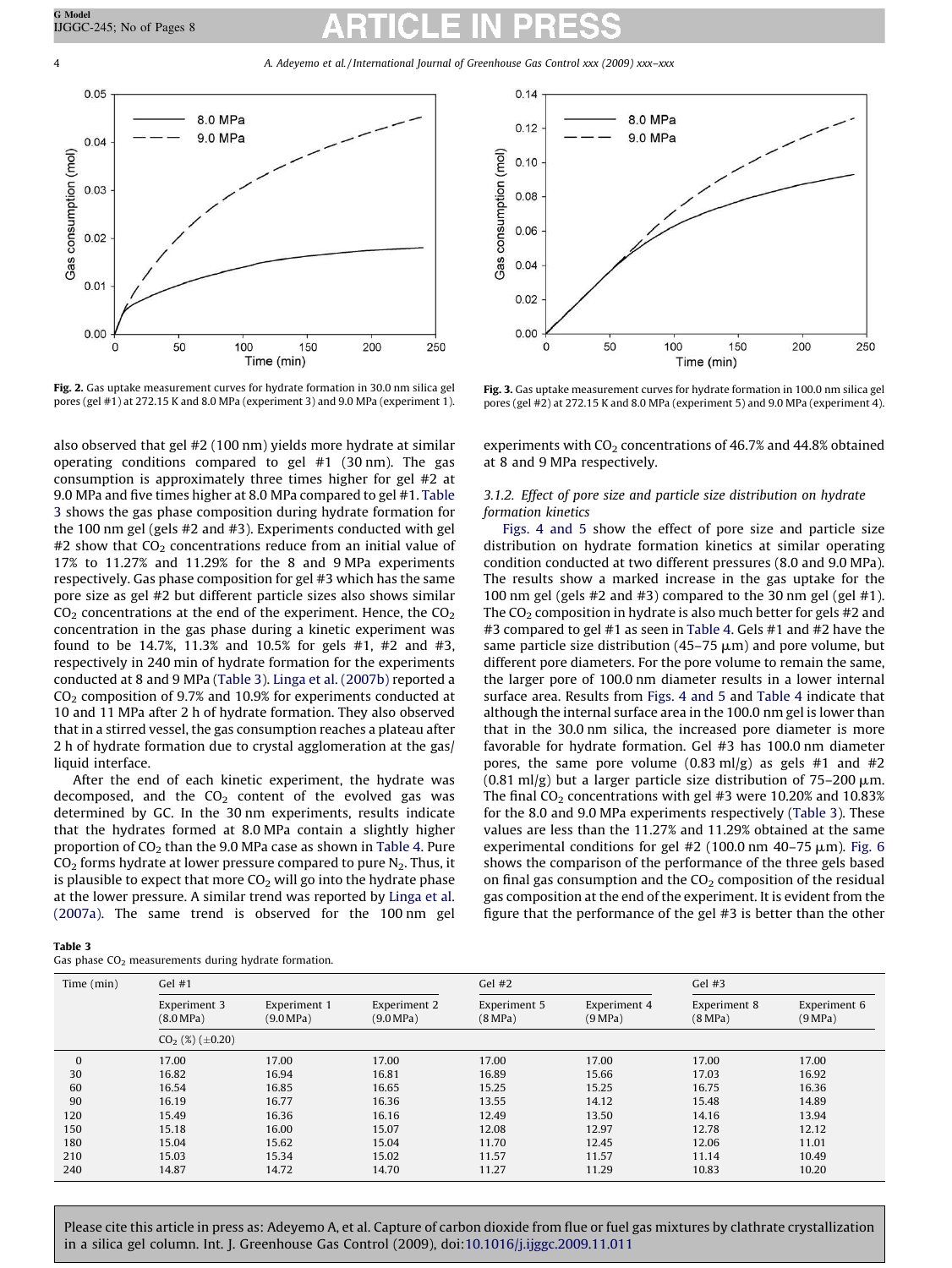Fig. 2. Gas uptake measurement curves for hydrate formation in 30.0 nm silica gel pores (gel #1) at 272.15 K and 8.0 MPa (experiment 3) and 9.0 MPa (experiment 1).

Fig. 3. Gas uptake measurement curves for hydrate formation in 100.0 nm silica gel pores (gel #2) at 272.15 K and 8.0 MPa (experiment 5) and 9.0 MPa (experiment 4).

also observed that gel #2 (100 nm) yields more hydrate at similar operating conditions compared to gel #1 (30 nm). The gas consumption is approximately three times higher for gel #2 at 9.0 MPa and five times higher at 8.0 MPa compared to gel #1. Table 3 shows the gas phase composition during hydrate formation for the 100 nm gel (gels #2 and #3). Experiments conducted with gel #2 show that $CO_2$ concentrations reduce from an initial value of 17% to 11.27% and 11.29% for the 8 and 9 MPa experiments respectively. Gas phase composition for gel #3 which has the same pore size as gel #2 but different particle sizes also shows similar $CO_2$ concentrations at the end of the experiment. Hence, the $CO_2$ concentration in the gas phase during a kinetic experiment was found to be 14.7%, 11.3% and 10.5% for gels #1, #2 and #3, respectively in 240 min of hydrate formation for the experiments conducted at 8 and 9 MPa (Table 3). Linga et al. (2007b) reported a $CO_2$ composition of 9.7% and 10.9% for experiments conducted at 10 and 11 MPa after 2 h of hydrate formation. They also observed that in a stirred vessel, the gas consumption reaches a plateau after 2 h of hydrate formation due to crystal agglomeration at the gas/liquid interface.

After the end of each kinetic experiment, the hydrate was decomposed, and the $CO_2$ content of the evolved gas was determined by GC. In the 30 nm experiments, results indicate that the hydrates formed at 8.0 MPa contain a slightly higher proportion of $CO_2$ than the 9.0 MPa case as shown in Table 4. Pure $CO_2$ forms hydrate at lower pressure compared to pure $N_2$. Thus, it is plausible to expect that more $CO_2$ will go into the hydrate phase at the lower pressure. A similar trend was reported by Linga et al. (2007a). The same trend is observed for the 100 nm gel experiments with $CO_2$ concentrations of 46.7% and 44.8% obtained at 8 and 9 MPa respectively.

### 3.1.2. Effect of pore size and particle size distribution on hydrate formation kinetics

Figs. 4 and 5 show the effect of pore size and particle size distribution on hydrate formation kinetics at similar operating condition conducted at two different pressures (8.0 and 9.0 MPa). The results show a marked increase in the gas uptake for the 100 nm gel (gels #2 and #3) compared to the 30 nm gel (gel #1). The $CO_2$ composition in hydrate is also much better for gels #2 and #3 compared to gel #1 as seen in Table 4. Gels #1 and #2 have the same particle size distribution (45–75 μm) and pore volume, but different pore diameters. For the pore volume to remain the same, the larger pore of 100.0 nm diameter results in a lower internal surface area. Results from Figs. 4 and 5 and Table 4 indicate that although the internal surface area in the 100.0 nm gel is lower than that in the 30.0 nm silica, the increased pore diameter is more favorable for hydrate formation. Gel #3 has 100.0 nm diameter pores, the same pore volume (0.83 ml/g) as gels #1 and #2 (0.81 ml/g) but a larger particle size distribution of 75–200 μm. The final $CO_2$ concentrations with gel #3 were 10.20% and 10.83% for the 8.0 and 9.0 MPa experiments respectively (Table 3). These values are less than the 11.27% and 11.29% obtained at the same experimental conditions for gel #2 (100.0 nm 40–75 μm). Fig. 6 shows the comparison of the performance of the three gels based on final gas consumption and the $CO_2$ composition of the residual gas composition at the end of the experiment. It is evident from the figure that the performance of the gel #3 is better than the other

**Table 3**
Gas phase $CO_2$ measurements during hydrate formation.

| Time (min) | Gel #1 | | | Gel #2 | | Gel #3 | |
|---|---|---|---|---|---|---|---|
| | Experiment 3 (8.0 MPa) | Experiment 1 (9.0 MPa) | Experiment 2 (9.0 MPa) | Experiment 5 (8 MPa) | Experiment 4 (9 MPa) | Experiment 8 (8 MPa) | Experiment 6 (9 MPa) |
| | $CO_2$ (%) (±0.20) | | | | | | |
| 0 | 17.00 | 17.00 | 17.00 | 17.00 | 17.00 | 17.00 | 17.00 |
| 30 | 16.82 | 16.94 | 16.81 | 16.89 | 15.66 | 17.03 | 16.92 |
| 60 | 16.54 | 16.85 | 16.65 | 15.25 | 15.25 | 16.75 | 16.36 |
| 90 | 16.19 | 16.77 | 16.36 | 13.55 | 14.12 | 15.48 | 14.89 |
| 120 | 15.49 | 16.36 | 16.16 | 12.49 | 13.50 | 14.16 | 13.94 |
| 150 | 15.18 | 16.00 | 15.07 | 12.08 | 12.97 | 12.78 | 12.12 |
| 180 | 15.04 | 15.62 | 15.04 | 11.70 | 12.45 | 12.06 | 11.01 |
| 210 | 15.03 | 15.34 | 15.02 | 11.57 | 11.57 | 11.14 | 10.49 |
| 240 | 14.87 | 14.72 | 14.70 | 11.27 | 11.29 | 10.83 | 10.20 |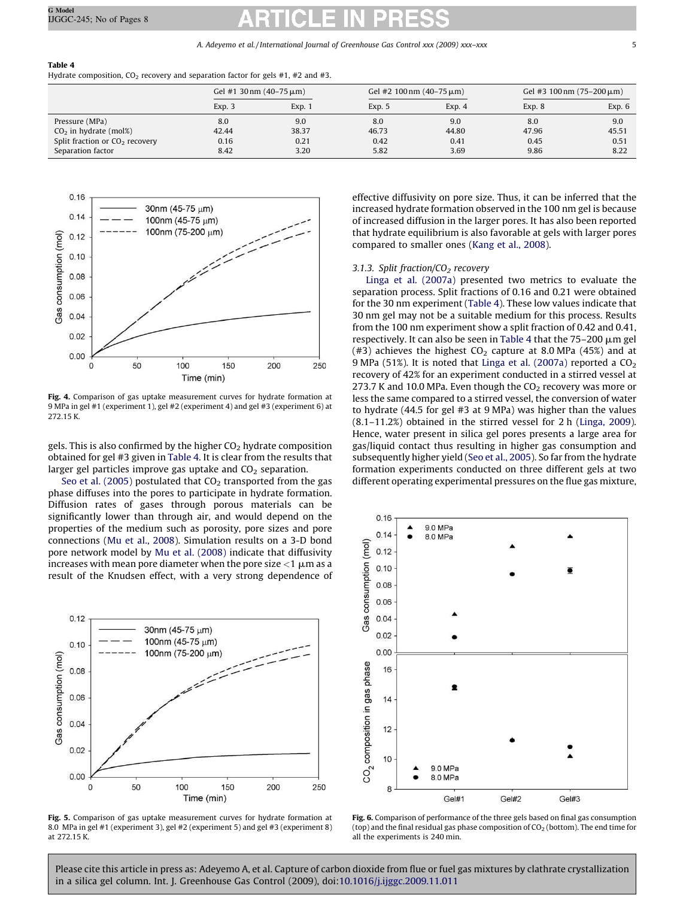**Table 4**
Hydrate composition, $CO_2$ recovery and separation factor for gels #1, #2 and #3.

| | Gel #1 30 nm (40–75 μm) | | Gel #2 100 nm (40–75 μm) | | Gel #3 100 nm (75–200 μm) | |
|---|---|---|---|---|---|---|
| | Exp. 3 | Exp. 1 | Exp. 5 | Exp. 4 | Exp. 8 | Exp. 6 |
| Pressure (MPa) | 8.0 | 9.0 | 8.0 | 9.0 | 8.0 | 9.0 |
| $CO_2$ in hydrate (mol%) | 42.44 | 38.37 | 46.73 | 44.80 | 47.96 | 45.51 |
| Split fraction or $CO_2$ recovery | 0.16 | 0.21 | 0.42 | 0.41 | 0.45 | 0.51 |
| Separation factor | 8.42 | 3.20 | 5.82 | 3.69 | 9.86 | 8.22 |

**Fig. 4.** Comparison of gas uptake measurement curves for hydrate formation at 9 MPa in gel #1 (experiment 1), gel #2 (experiment 4) and gel #3 (experiment 6) at 272.15 K.

gels. This is also confirmed by the higher $CO_2$ hydrate composition obtained for gel #3 given in Table 4. It is clear from the results that larger gel particles improve gas uptake and $CO_2$ separation.

Seo et al. (2005) postulated that $CO_2$ transported from the gas phase diffuses into the pores to participate in hydrate formation. Diffusion rates of gases through porous materials can be significantly lower than through air, and would depend on the properties of the medium such as porosity, pore sizes and pore connections (Mu et al., 2008). Simulation results on a 3-D bond pore network model by Mu et al. (2008) indicate that diffusivity increases with mean pore diameter when the pore size <1 μm as a result of the Knudsen effect, with a very strong dependence of effective diffusivity on pore size. Thus, it can be inferred that the increased hydrate formation observed in the 100 nm gel is because of increased diffusion in the larger pores. It has also been reported that hydrate equilibrium is also favorable at gels with larger pores compared to smaller ones (Kang et al., 2008).

### 3.1.3. Split fraction/$CO_2$ recovery

Linga et al. (2007a) presented two metrics to evaluate the separation process. Split fractions of 0.16 and 0.21 were obtained for the 30 nm experiment (Table 4). These low values indicate that 30 nm gel may not be a suitable medium for this process. Results from the 100 nm experiment show a split fraction of 0.42 and 0.41, respectively. It can also be seen in Table 4 that the 75–200 μm gel (#3) achieves the highest $CO_2$ capture at 8.0 MPa (45%) and at 9 MPa (51%). It is noted that Linga et al. (2007a) reported a $CO_2$ recovery of 42% for an experiment conducted in a stirred vessel at 273.7 K and 10.0 MPa. Even though the $CO_2$ recovery was more or less the same compared to a stirred vessel, the conversion of water to hydrate (44.5 for gel #3 at 9 MPa) was higher than the values (8.1–11.2%) obtained in the stirred vessel for 2 h (Linga, 2009). Hence, water present in silica gel pores presents a large area for gas/liquid contact thus resulting in higher gas consumption and subsequently higher yield (Seo et al., 2005). So far from the hydrate formation experiments conducted on three different gels at two different operating experimental pressures on the flue gas mixture,

**Fig. 5.** Comparison of gas uptake measurement curves for hydrate formation at 8.0 MPa in gel #1 (experiment 3), gel #2 (experiment 5) and gel #3 (experiment 8) at 272.15 K.

**Fig. 6.** Comparison of performance of the three gels based on final gas consumption (top) and the final residual gas phase composition of $CO_2$ (bottom). The end time for all the experiments is 240 min.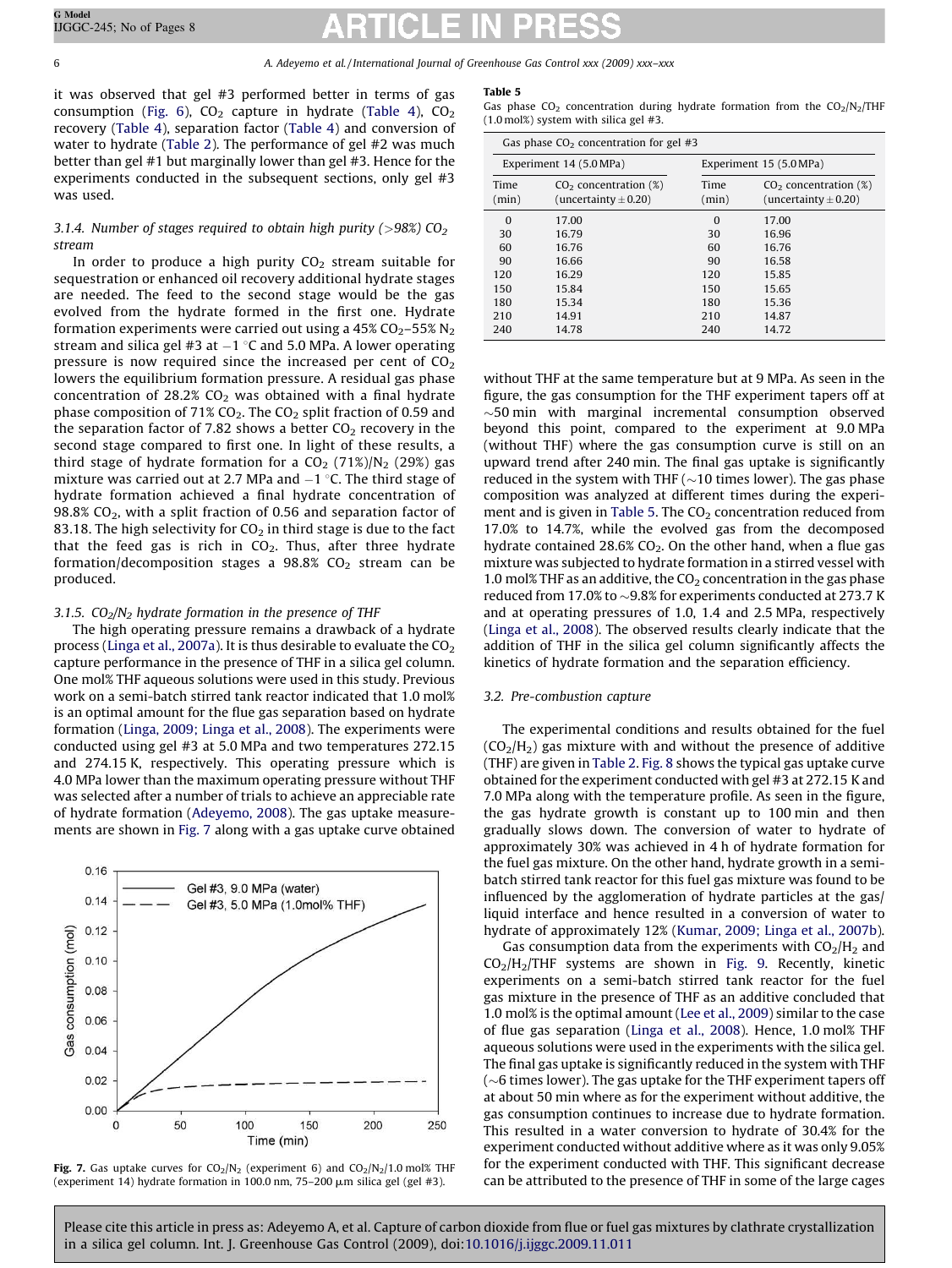it was observed that gel #3 performed better in terms of gas consumption (Fig. 6), $CO_2$ capture in hydrate (Table 4), $CO_2$ recovery (Table 4), separation factor (Table 4) and conversion of water to hydrate (Table 2). The performance of gel #2 was much better than gel #1 but marginally lower than gel #3. Hence for the experiments conducted in the subsequent sections, only gel #3 was used.

### 3.1.4. Number of stages required to obtain high purity (>98%) $CO_2$ stream

In order to produce a high purity $CO_2$ stream suitable for sequestration or enhanced oil recovery additional hydrate stages are needed. The feed to the second stage would be the gas evolved from the hydrate formed in the first one. Hydrate formation experiments were carried out using a 45% $CO_2$–55% $N_2$ stream and silica gel #3 at −1 °C and 5.0 MPa. A lower operating pressure is now required since the increased per cent of $CO_2$ lowers the equilibrium formation pressure. A residual gas phase concentration of 28.2% $CO_2$ was obtained with a final hydrate phase composition of 71% $CO_2$. The $CO_2$ split fraction of 0.59 and the separation factor of 7.82 shows a better $CO_2$ recovery in the second stage compared to first one. In light of these results, a third stage of hydrate formation for a $CO_2$ (71%)/$N_2$ (29%) gas mixture was carried out at 2.7 MPa and −1 °C. The third stage of hydrate formation achieved a final hydrate concentration of 98.8% $CO_2$, with a split fraction of 0.56 and separation factor of 83.18. The high selectivity for $CO_2$ in third stage is due to the fact that the feed gas is rich in $CO_2$. Thus, after three hydrate formation/decomposition stages a 98.8% $CO_2$ stream can be produced.

### 3.1.5. $CO_2$/$N_2$ hydrate formation in the presence of THF

The high operating pressure remains a drawback of a hydrate process (Linga et al., 2007a). It is thus desirable to evaluate the $CO_2$ capture performance in the presence of THF in a silica gel column. One mol% THF aqueous solutions were used in this study. Previous work on a semi-batch stirred tank reactor indicated that 1.0 mol% is an optimal amount for the flue gas separation based on hydrate formation (Linga, 2009; Linga et al., 2008). The experiments were conducted using gel #3 at 5.0 MPa and two temperatures 272.15 and 274.15 K, respectively. This operating pressure which is 4.0 MPa lower than the maximum operating pressure without THF was selected after a number of trials to achieve an appreciable rate of hydrate formation (Adeyemo, 2008). The gas uptake measurements are shown in Fig. 7 along with a gas uptake curve obtained without THF at the same temperature but at 9 MPa. As seen in the figure, the gas consumption for the THF experiment tapers off at ~50 min with marginal incremental consumption observed beyond this point, compared to the experiment at 9.0 MPa (without THF) where the gas consumption curve is still on an upward trend after 240 min. The final gas uptake is significantly reduced in the system with THF (~10 times lower). The gas phase composition was analyzed at different times during the experiment and is given in Table 5. The $CO_2$ concentration reduced from 17.0% to 14.7%, while the evolved gas from the decomposed hydrate contained 28.6% $CO_2$. On the other hand, when a flue gas mixture was subjected to hydrate formation in a stirred vessel with 1.0 mol% THF as an additive, the $CO_2$ concentration in the gas phase reduced from 17.0% to ~9.8% for experiments conducted at 273.7 K and at operating pressures of 1.0, 1.4 and 2.5 MPa, respectively (Linga et al., 2008). The observed results clearly indicate that the addition of THF in the silica gel column significantly affects the kinetics of hydrate formation and the separation efficiency.

**Fig. 7.** Gas uptake curves for $CO_2$/$N_2$ (experiment 6) and $CO_2$/$N_2$/1.0 mol% THF (experiment 14) hydrate formation in 100.0 nm, 75–200 μm silica gel (gel #3).

**Table 5**
Gas phase $CO_2$ concentration during hydrate formation from the $CO_2$/$N_2$/THF (1.0 mol%) system with silica gel #3.

| Gas phase $CO_2$ concentration for gel #3 | | | |
|---|---|---|---|
| Experiment 14 (5.0 MPa) | | Experiment 15 (5.0 MPa) | |
| Time (min) | $CO_2$ concentration (%) (uncertainty ± 0.20) | Time (min) | $CO_2$ concentration (%) (uncertainty ± 0.20) |
| 0 | 17.00 | 0 | 17.00 |
| 30 | 16.79 | 30 | 16.96 |
| 60 | 16.76 | 60 | 16.76 |
| 90 | 16.66 | 90 | 16.58 |
| 120 | 16.29 | 120 | 15.85 |
| 150 | 15.84 | 150 | 15.65 |
| 180 | 15.34 | 180 | 15.36 |
| 210 | 14.91 | 210 | 14.87 |
| 240 | 14.78 | 240 | 14.72 |

## 3.2. Pre-combustion capture

The experimental conditions and results obtained for the fuel ($CO_2$/$H_2$) gas mixture with and without the presence of additive (THF) are given in Table 2. Fig. 8 shows the typical gas uptake curve obtained for the experiment conducted with gel #3 at 272.15 K and 7.0 MPa along with the temperature profile. As seen in the figure, the gas hydrate growth is constant up to 100 min and then gradually slows down. The conversion of water to hydrate of approximately 30% was achieved in 4 h of hydrate formation for the fuel gas mixture. On the other hand, hydrate growth in a semi-batch stirred tank reactor for this fuel gas mixture was found to be influenced by the agglomeration of hydrate particles at the gas/liquid interface and hence resulted in a conversion of water to hydrate of approximately 12% (Kumar, 2009; Linga et al., 2007b).

Gas consumption data from the experiments with $CO_2$/$H_2$ and $CO_2$/$H_2$/THF systems are shown in Fig. 9. Recently, kinetic experiments on a semi-batch stirred tank reactor for the fuel gas mixture in the presence of THF as an additive concluded that 1.0 mol% is the optimal amount (Lee et al., 2009) similar to the case of flue gas separation (Linga et al., 2008). Hence, 1.0 mol% THF aqueous solutions were used in the experiments with the silica gel. The final gas uptake is significantly reduced in the system with THF (~6 times lower). The gas uptake for the THF experiment tapers off at about 50 min where as for the experiment without additive, the gas consumption continues to increase due to hydrate formation. This resulted in a water conversion to hydrate of 30.4% for the experiment conducted without additive where as it was only 9.05% for the experiment conducted with THF. This significant decrease can be attributed to the presence of THF in some of the large cages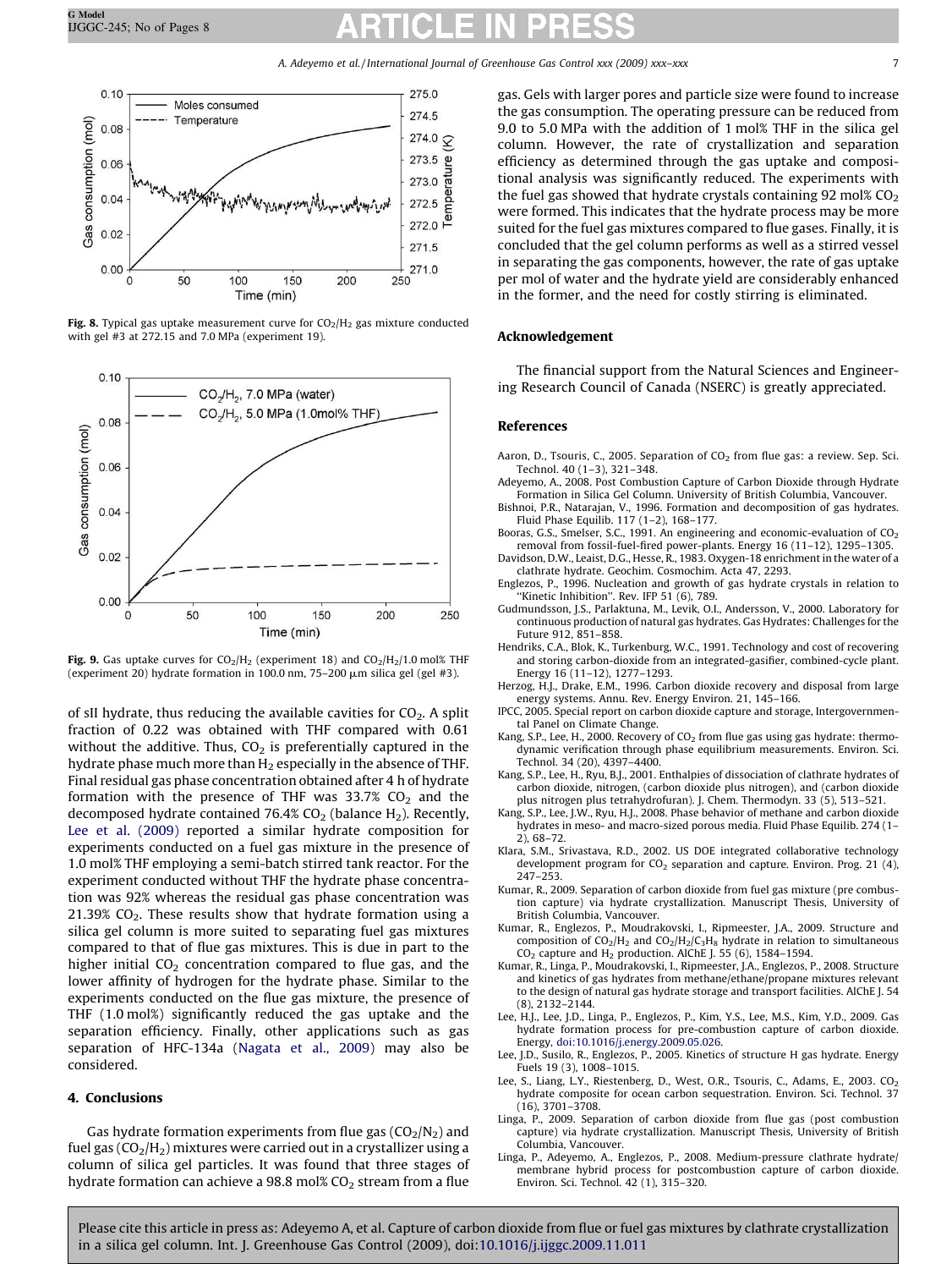Fig. 8. Typical gas uptake measurement curve for $CO_2/H_2$ gas mixture conducted with gel #3 at 272.15 and 7.0 MPa (experiment 19).

Fig. 9. Gas uptake curves for $CO_2/H_2$ (experiment 18) and $CO_2/H_2/1.0$ mol% THF (experiment 20) hydrate formation in 100.0 nm, 75–200 μm silica gel (gel #3).

of sII hydrate, thus reducing the available cavities for $CO_2$. A split fraction of 0.22 was obtained with THF compared with 0.61 without the additive. Thus, $CO_2$ is preferentially captured in the hydrate phase much more than $H_2$ especially in the absence of THF. Final residual gas phase concentration obtained after 4 h of hydrate formation with the presence of THF was 33.7% $CO_2$ and the decomposed hydrate contained 76.4% $CO_2$ (balance $H_2$). Recently, Lee et al. (2009) reported a similar hydrate composition for experiments conducted on a fuel gas mixture in the presence of 1.0 mol% THF employing a semi-batch stirred tank reactor. For the experiment conducted without THF the hydrate phase concentration was 92% whereas the residual gas phase concentration was 21.39% $CO_2$. These results show that hydrate formation using a silica gel column is more suited to separating fuel gas mixtures compared to that of flue gas mixtures. This is due in part to the higher initial $CO_2$ concentration compared to flue gas, and the lower affinity of hydrogen for the hydrate phase. Similar to the experiments conducted on the flue gas mixture, the presence of THF (1.0 mol%) significantly reduced the gas uptake and the separation efficiency. Finally, other applications such as gas separation of HFC-134a (Nagata et al., 2009) may also be considered.

## 4. Conclusions

Gas hydrate formation experiments from flue gas ($CO_2/N_2$) and fuel gas ($CO_2/H_2$) mixtures were carried out in a crystallizer using a column of silica gel particles. It was found that three stages of hydrate formation can achieve a 98.8 mol% $CO_2$ stream from a flue gas. Gels with larger pores and particle size were found to increase the gas consumption. The operating pressure can be reduced from 9.0 to 5.0 MPa with the addition of 1 mol% THF in the silica gel column. However, the rate of crystallization and separation efficiency as determined through the gas uptake and compositional analysis was significantly reduced. The experiments with the fuel gas showed that hydrate crystals containing 92 mol% $CO_2$ were formed. This indicates that the hydrate process may be more suited for the fuel gas mixtures compared to flue gases. Finally, it is concluded that the gel column performs as well as a stirred vessel in separating the gas components, however, the rate of gas uptake per mol of water and the hydrate yield are considerably enhanced in the former, and the need for costly stirring is eliminated.

## Acknowledgement

The financial support from the Natural Sciences and Engineering Research Council of Canada (NSERC) is greatly appreciated.

## References

Aaron, D., Tsouris, C., 2005. Separation of $CO_2$ from flue gas: a review. Sep. Sci. Technol. 40 (1–3), 321–348.

Adeyemo, A., 2008. Post Combustion Capture of Carbon Dioxide through Hydrate Formation in Silica Gel Column. University of British Columbia, Vancouver.

Bishnoi, P.R., Natarajan, V., 1996. Formation and decomposition of gas hydrates. Fluid Phase Equilib. 117 (1–2), 168–177.

Booras, G.S., Smelser, S.C., 1991. An engineering and economic-evaluation of $CO_2$ removal from fossil-fuel-fired power-plants. Energy 16 (11–12), 1295–1305.

Davidson, D.W., Leaist, D.G., Hesse, R., 1983. Oxygen-18 enrichment in the water of a clathrate hydrate. Geochim. Cosmochim. Acta 47, 2293.

Englezos, P., 1996. Nucleation and growth of gas hydrate crystals in relation to "Kinetic Inhibition". Rev. IFP 51 (6), 789.

Gudmundsson, J.S., Parlaktuna, M., Levik, O.I., Andersson, V., 2000. Laboratory for continuous production of natural gas hydrates. Gas Hydrates: Challenges for the Future 912, 851–858.

Hendriks, C.A., Blok, K., Turkenburg, W.C., 1991. Technology and cost of recovering and storing carbon-dioxide from an integrated-gasifier, combined-cycle plant. Energy 16 (11–12), 1277–1293.

Herzog, H.J., Drake, E.M., 1996. Carbon dioxide recovery and disposal from large energy systems. Annu. Rev. Energy Environ. 21, 145–166.

IPCC, 2005. Special report on carbon dioxide capture and storage, Intergovernmental Panel on Climate Change.

Kang, S.P., Lee, H., 2000. Recovery of $CO_2$ from flue gas using gas hydrate: thermodynamic verification through phase equilibrium measurements. Environ. Sci. Technol. 34 (20), 4397–4400.

Kang, S.P., Lee, H., Ryu, B.J., 2001. Enthalpies of dissociation of clathrate hydrates of carbon dioxide, nitrogen, (carbon dioxide plus nitrogen), and (carbon dioxide plus nitrogen plus tetrahydrofuran). J. Chem. Thermodyn. 33 (5), 513–521.

Kang, S.P., Lee, J.W., Ryu, H.J., 2008. Phase behavior of methane and carbon dioxide hydrates in meso- and macro-sized porous media. Fluid Phase Equilib. 274 (1–2), 68–72.

Klara, S.M., Srivastava, R.D., 2002. US DOE integrated collaborative technology development program for $CO_2$ separation and capture. Environ. Prog. 21 (4), 247–253.

Kumar, R., 2009. Separation of carbon dioxide from fuel gas mixture (pre combustion capture) via hydrate crystallization. Manuscript Thesis, University of British Columbia, Vancouver.

Kumar, R., Englezos, P., Moudrakovski, I., Ripmeester, J.A., 2009. Structure and composition of $CO_2/H_2$ and $CO_2/H_2/C_3H_8$ hydrate in relation to simultaneous $CO_2$ capture and $H_2$ production. AIChE J. 55 (6), 1584–1594.

Kumar, R., Linga, P., Moudrakovski, I., Ripmeester, J.A., Englezos, P., 2008. Structure and kinetics of gas hydrates from methane/ethane/propane mixtures relevant to the design of natural gas hydrate storage and transport facilities. AIChE J. 54 (8), 2132–2144.

Lee, H.J., Lee, J.D., Linga, P., Englezos, P., Kim, Y.S., Lee, M.S., Kim, Y.D., 2009. Gas hydrate formation process for pre-combustion capture of carbon dioxide. Energy, doi:10.1016/j.energy.2009.05.026.

Lee, J.D., Susilo, R., Englezos, P., 2005. Kinetics of structure H gas hydrate. Energy Fuels 19 (3), 1008–1015.

Lee, S., Liang, L.Y., Riestenberg, D., West, O.R., Tsouris, C., Adams, E., 2003. $CO_2$ hydrate composite for ocean carbon sequestration. Environ. Sci. Technol. 37 (16), 3701–3708.

Linga, P., 2009. Separation of carbon dioxide from flue gas (post combustion capture) via hydrate crystallization. Manuscript Thesis, University of British Columbia, Vancouver.

Linga, P., Adeyemo, A., Englezos, P., 2008. Medium-pressure clathrate hydrate/membrane hybrid process for postcombustion capture of carbon dioxide. Environ. Sci. Technol. 42 (1), 315–320.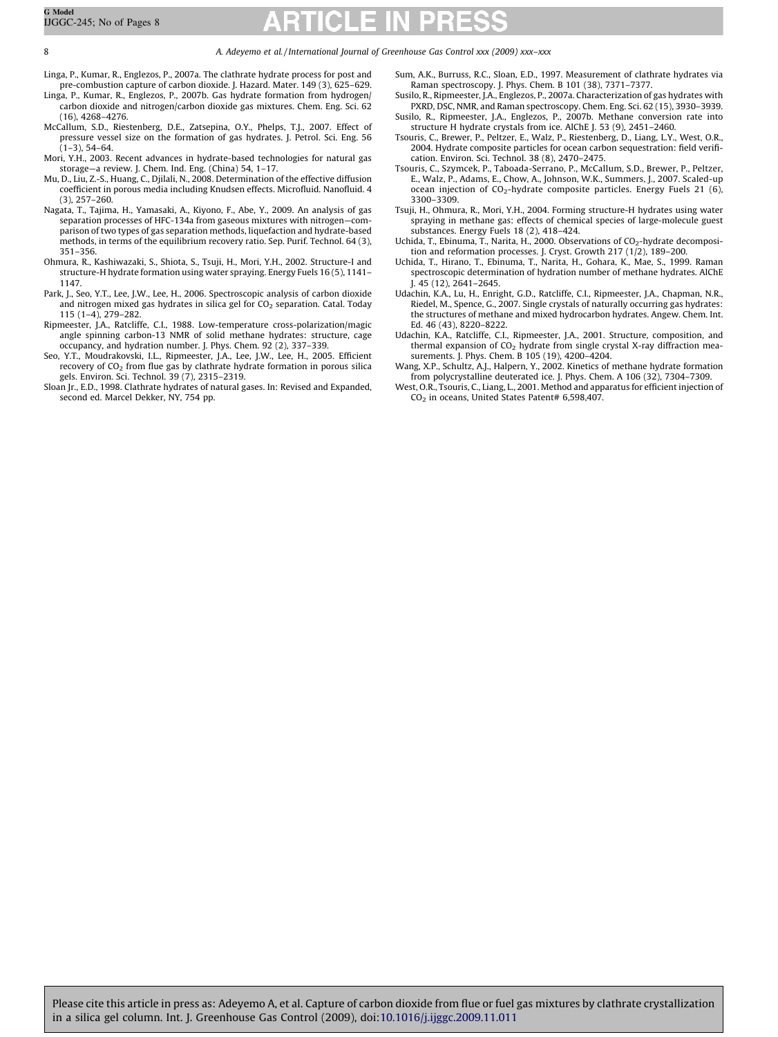Linga, P., Kumar, R., Englezos, P., 2007a. The clathrate hydrate process for post and pre-combustion capture of carbon dioxide. J. Hazard. Mater. 149 (3), 625–629.

Linga, P., Kumar, R., Englezos, P., 2007b. Gas hydrate formation from hydrogen/carbon dioxide and nitrogen/carbon dioxide gas mixtures. Chem. Eng. Sci. 62 (16), 4268–4276.

McCallum, S.D., Riestenberg, D.E., Zatsepina, O.Y., Phelps, T.J., 2007. Effect of pressure vessel size on the formation of gas hydrates. J. Petrol. Sci. Eng. 56 (1–3), 54–64.

Mori, Y.H., 2003. Recent advances in hydrate-based technologies for natural gas storage—a review. J. Chem. Ind. Eng. (China) 54, 1–17.

Mu, D., Liu, Z.-S., Huang, C., Djilali, N., 2008. Determination of the effective diffusion coefficient in porous media including Knudsen effects. Microfluid. Nanofluid. 4 (3), 257–260.

Nagata, T., Tajima, H., Yamasaki, A., Kiyono, F., Abe, Y., 2009. An analysis of gas separation processes of HFC-134a from gaseous mixtures with nitrogen—comparison of two types of gas separation methods, liquefaction and hydrate-based methods, in terms of the equilibrium recovery ratio. Sep. Purif. Technol. 64 (3), 351–356.

Ohmura, R., Kashiwazaki, S., Shiota, S., Tsuji, H., Mori, Y.H., 2002. Structure-I and structure-H hydrate formation using water spraying. Energy Fuels 16 (5), 1141–1147.

Park, J., Seo, Y.T., Lee, J.W., Lee, H., 2006. Spectroscopic analysis of carbon dioxide and nitrogen mixed gas hydrates in silica gel for $CO_2$ separation. Catal. Today 115 (1–4), 279–282.

Ripmeester, J.A., Ratcliffe, C.I., 1988. Low-temperature cross-polarization/magic angle spinning carbon-13 NMR of solid methane hydrates: structure, cage occupancy, and hydration number. J. Phys. Chem. 92 (2), 337–339.

Seo, Y.T., Moudrakovski, I.L., Ripmeester, J.A., Lee, J.W., Lee, H., 2005. Efficient recovery of $CO_2$ from flue gas by clathrate hydrate formation in porous silica gels. Environ. Sci. Technol. 39 (7), 2315–2319.

Sloan Jr., E.D., 1998. Clathrate hydrates of natural gases. In: Revised and Expanded, second ed. Marcel Dekker, NY, 754 pp.

Sum, A.K., Burruss, R.C., Sloan, E.D., 1997. Measurement of clathrate hydrates via Raman spectroscopy. J. Phys. Chem. B 101 (38), 7371–7377.

Susilo, R., Ripmeester, J.A., Englezos, P., 2007a. Characterization of gas hydrates with PXRD, DSC, NMR, and Raman spectroscopy. Chem. Eng. Sci. 62 (15), 3930–3939.

Susilo, R., Ripmeester, J.A., Englezos, P., 2007b. Methane conversion rate into structure H hydrate crystals from ice. AIChE J. 53 (9), 2451–2460.

Tsouris, C., Brewer, P., Peltzer, E., Walz, P., Riestenberg, D., Liang, L.Y., West, O.R., 2004. Hydrate composite particles for ocean carbon sequestration: field verification. Environ. Sci. Technol. 38 (8), 2470–2475.

Tsouris, C., Szymcek, P., Taboada-Serrano, P., McCallum, S.D., Brewer, P., Peltzer, E., Walz, P., Adams, E., Chow, A., Johnson, W.K., Summers, J., 2007. Scaled-up ocean injection of $CO_2$-hydrate composite particles. Energy Fuels 21 (6), 3300–3309.

Tsuji, H., Ohmura, R., Mori, Y.H., 2004. Forming structure-H hydrates using water spraying in methane gas: effects of chemical species of large-molecule guest substances. Energy Fuels 18 (2), 418–424.

Uchida, T., Ebinuma, T., Narita, H., 2000. Observations of $CO_2$-hydrate decomposition and reformation processes. J. Cryst. Growth 217 (1/2), 189–200.

Uchida, T., Hirano, T., Ebinuma, T., Narita, H., Gohara, K., Mae, S., 1999. Raman spectroscopic determination of hydration number of methane hydrates. AIChE J. 45 (12), 2641–2645.

Udachin, K.A., Lu, H., Enright, G.D., Ratcliffe, C.I., Ripmeester, J.A., Chapman, N.R., Riedel, M., Spence, G., 2007. Single crystals of naturally occurring gas hydrates: the structures of methane and mixed hydrocarbon hydrates. Angew. Chem. Int. Ed. 46 (43), 8220–8222.

Udachin, K.A., Ratcliffe, C.I., Ripmeester, J.A., 2001. Structure, composition, and thermal expansion of $CO_2$ hydrate from single crystal X-ray diffraction measurements. J. Phys. Chem. B 105 (19), 4200–4204.

Wang, X.P., Schultz, A.J., Halpern, Y., 2002. Kinetics of methane hydrate formation from polycrystalline deuterated ice. J. Phys. Chem. A 106 (32), 7304–7309.

West, O.R., Tsouris, C., Liang, L., 2001. Method and apparatus for efficient injection of $CO_2$ in oceans, United States Patent# 6,598,407.

Please cite this article in press as: Adeyemo A, et al. Capture of carbon dioxide from flue or fuel gas mixtures by clathrate crystallization in a silica gel column. Int. J. Greenhouse Gas Control (2009), doi:10.1016/j.ijggc.2009.11.011